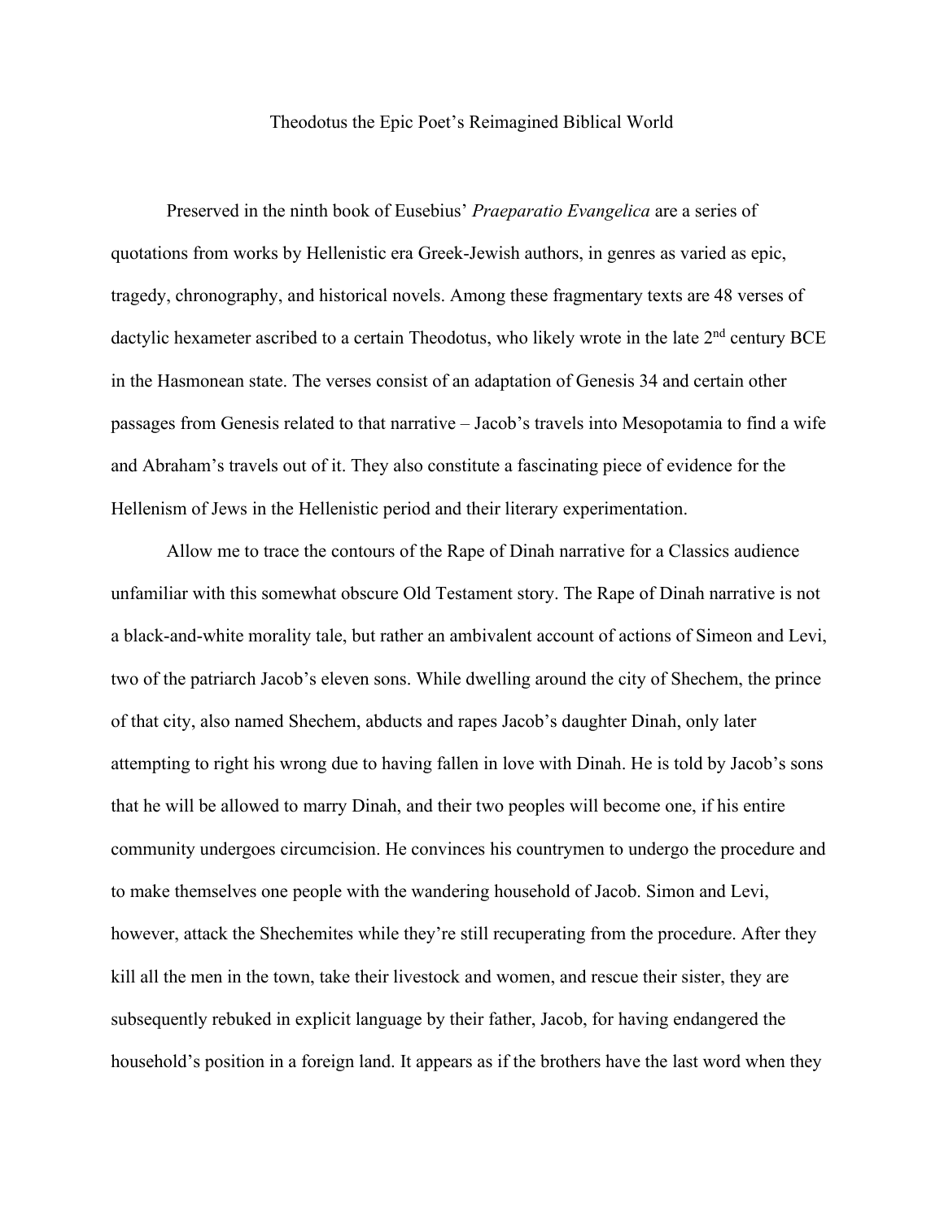# Theodotus the Epic Poet's Reimagined Biblical World

Preserved in the ninth book of Eusebius' *Praeparatio Evangelica* are a series of quotations from works by Hellenistic era Greek-Jewish authors, in genres as varied as epic, tragedy, chronography, and historical novels. Among these fragmentary texts are 48 verses of dactylic hexameter ascribed to a certain Theodotus, who likely wrote in the late 2nd century BCE in the Hasmonean state. The verses consist of an adaptation of Genesis 34 and certain other passages from Genesis related to that narrative – Jacob's travels into Mesopotamia to find a wife and Abraham's travels out of it. They also constitute a fascinating piece of evidence for the Hellenism of Jews in the Hellenistic period and their literary experimentation.

Allow me to trace the contours of the Rape of Dinah narrative for a Classics audience unfamiliar with this somewhat obscure Old Testament story. The Rape of Dinah narrative is not a black-and-white morality tale, but rather an ambivalent account of actions of Simeon and Levi, two of the patriarch Jacob's eleven sons. While dwelling around the city of Shechem, the prince of that city, also named Shechem, abducts and rapes Jacob's daughter Dinah, only later attempting to right his wrong due to having fallen in love with Dinah. He is told by Jacob's sons that he will be allowed to marry Dinah, and their two peoples will become one, if his entire community undergoes circumcision. He convinces his countrymen to undergo the procedure and to make themselves one people with the wandering household of Jacob. Simon and Levi, however, attack the Shechemites while they're still recuperating from the procedure. After they kill all the men in the town, take their livestock and women, and rescue their sister, they are subsequently rebuked in explicit language by their father, Jacob, for having endangered the household's position in a foreign land. It appears as if the brothers have the last word when they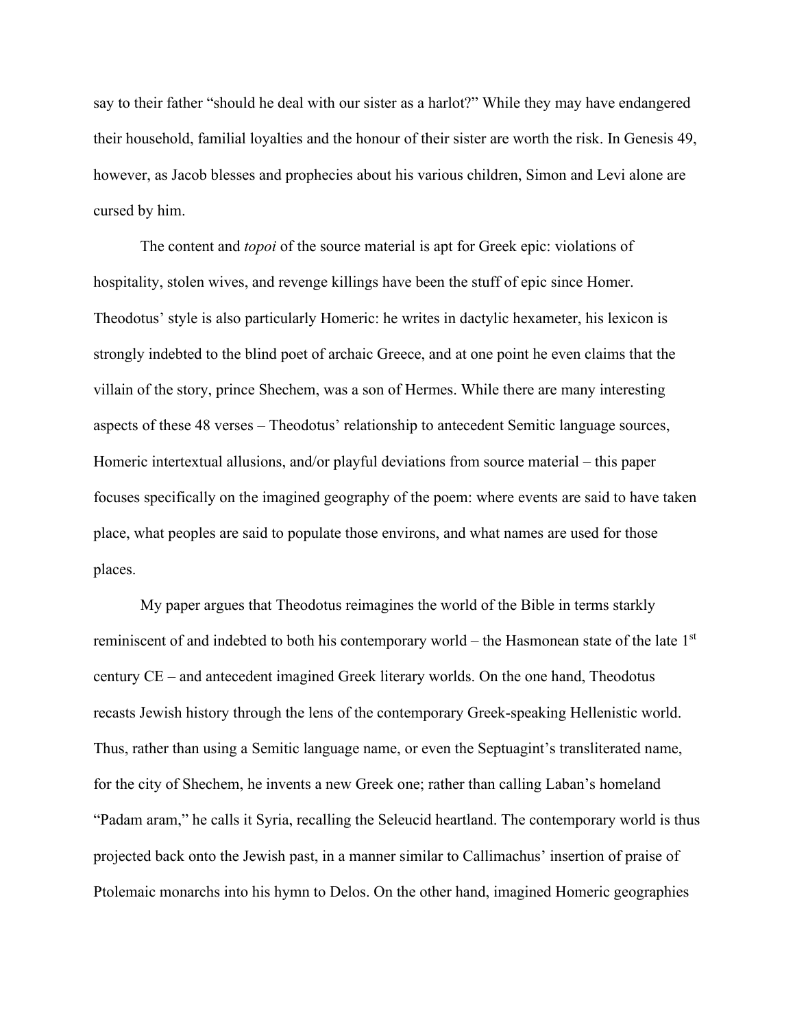say to their father "should he deal with our sister as a harlot?" While they may have endangered their household, familial loyalties and the honour of their sister are worth the risk. In Genesis 49, however, as Jacob blesses and prophecies about his various children, Simon and Levi alone are cursed by him.

The content and *topoi* of the source material is apt for Greek epic: violations of hospitality, stolen wives, and revenge killings have been the stuff of epic since Homer. Theodotus' style is also particularly Homeric: he writes in dactylic hexameter, his lexicon is strongly indebted to the blind poet of archaic Greece, and at one point he even claims that the villain of the story, prince Shechem, was a son of Hermes. While there are many interesting aspects of these 48 verses – Theodotus' relationship to antecedent Semitic language sources, Homeric intertextual allusions, and/or playful deviations from source material – this paper focuses specifically on the imagined geography of the poem: where events are said to have taken place, what peoples are said to populate those environs, and what names are used for those places.

My paper argues that Theodotus reimagines the world of the Bible in terms starkly reminiscent of and indebted to both his contemporary world – the Hasmonean state of the late 1st century CE – and antecedent imagined Greek literary worlds. On the one hand, Theodotus recasts Jewish history through the lens of the contemporary Greek-speaking Hellenistic world. Thus, rather than using a Semitic language name, or even the Septuagint's transliterated name, for the city of Shechem, he invents a new Greek one; rather than calling Laban's homeland "Padam aram," he calls it Syria, recalling the Seleucid heartland. The contemporary world is thus projected back onto the Jewish past, in a manner similar to Callimachus' insertion of praise of Ptolemaic monarchs into his hymn to Delos. On the other hand, imagined Homeric geographies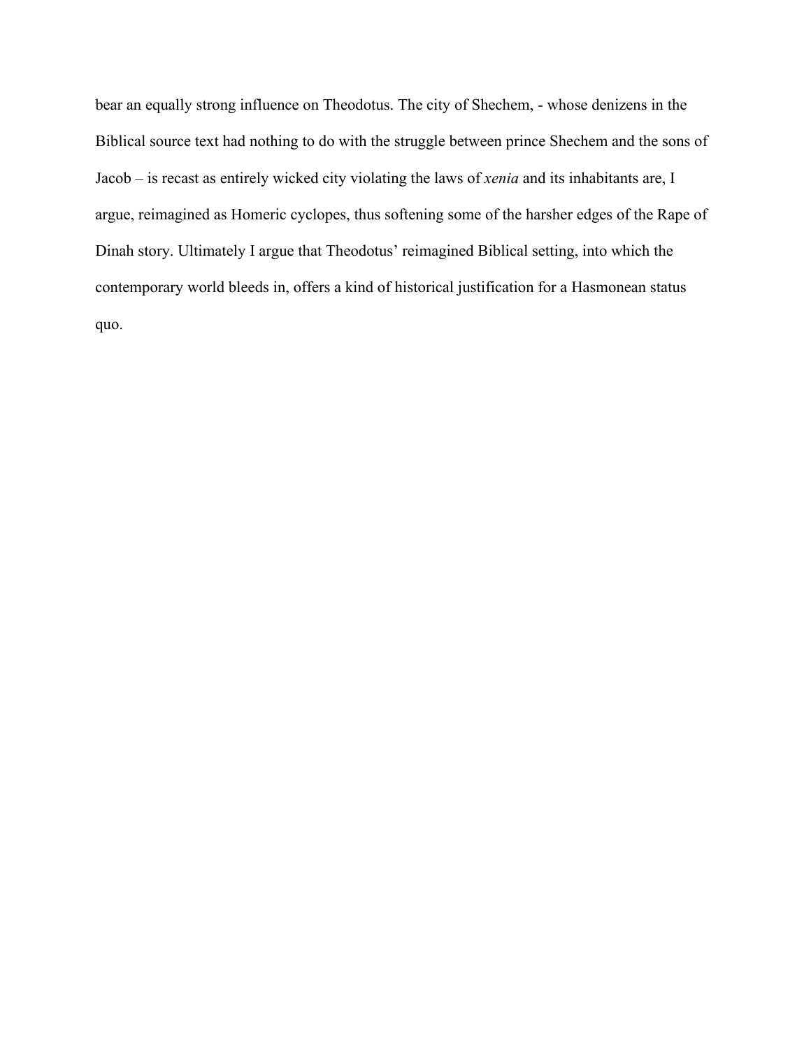bear an equally strong influence on Theodotus. The city of Shechem, - whose denizens in the Biblical source text had nothing to do with the struggle between prince Shechem and the sons of Jacob – is recast as entirely wicked city violating the laws of *xenia* and its inhabitants are, I argue, reimagined as Homeric cyclopes, thus softening some of the harsher edges of the Rape of Dinah story. Ultimately I argue that Theodotus' reimagined Biblical setting, into which the contemporary world bleeds in, offers a kind of historical justification for a Hasmonean status quo.